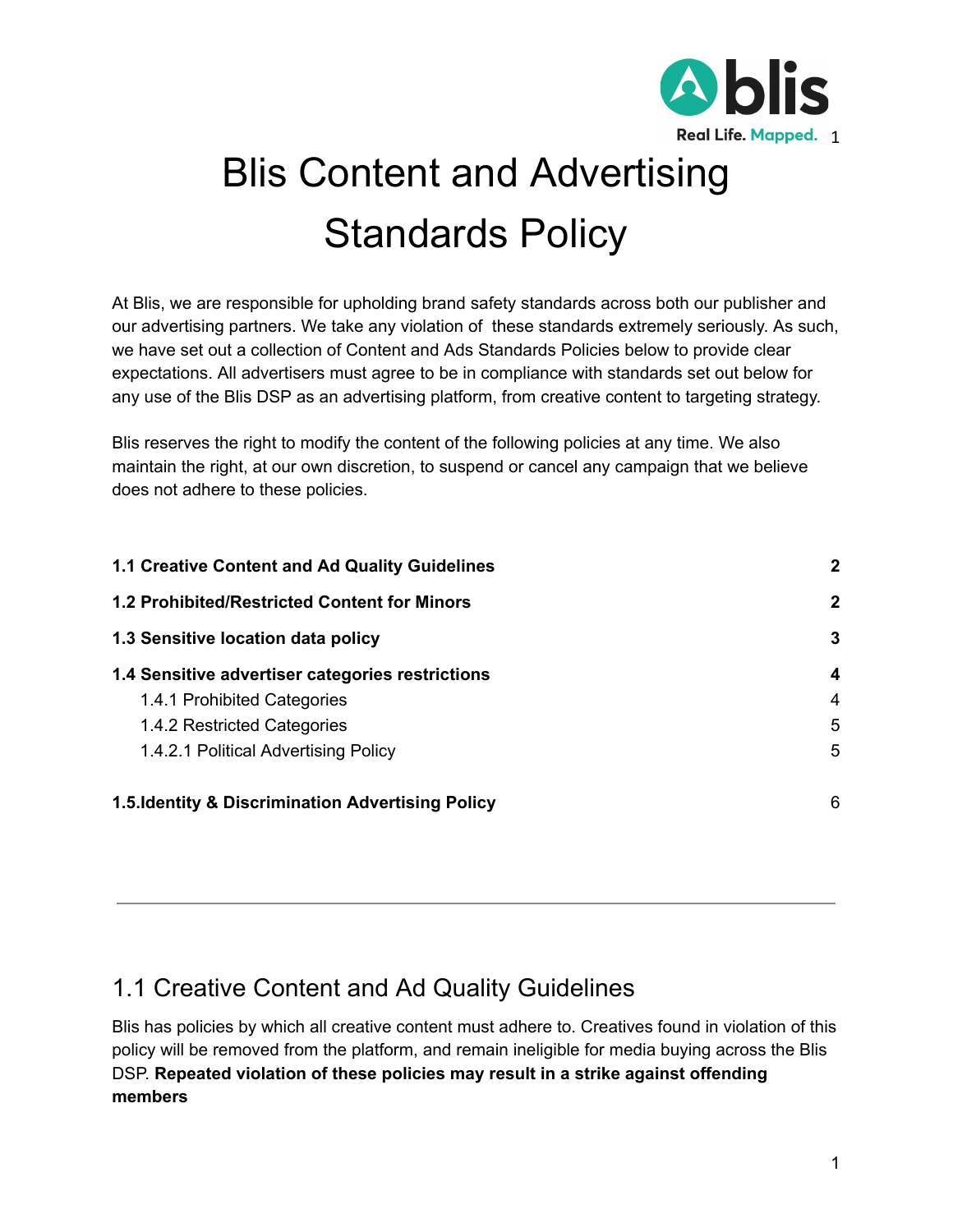# Blis Content and Advertising Standards Policy

At Blis, we are responsible for upholding brand safety standards across both our publisher and our advertising partners. We take any violation of these standards extremely seriously. As such, we have set out a collection of Content and Ads Standards Policies below to provide clear expectations. All advertisers must agree to be in compliance with standards set out below for any use of the Blis DSP as an advertising platform, from creative content to targeting strategy.

Blis reserves the right to modify the content of the following policies at any time. We also maintain the right, at our own discretion, to suspend or cancel any campaign that we believe does not adhere to these policies.

| | |
|---|---|
| **1.1 Creative Content and Ad Quality Guidelines** | **2** |
| **1.2 Prohibited/Restricted Content for Minors** | **2** |
| **1.3 Sensitive location data policy** | **3** |
| **1.4 Sensitive advertiser categories restrictions** | **4** |
| 1.4.1 Prohibited Categories | 4 |
| 1.4.2 Restricted Categories | 5 |
| 1.4.2.1 Political Advertising Policy | 5 |
| **1.5.Identity & Discrimination Advertising Policy** | 6 |

---

## 1.1 Creative Content and Ad Quality Guidelines

Blis has policies by which all creative content must adhere to. Creatives found in violation of this policy will be removed from the platform, and remain ineligible for media buying across the Blis DSP. **Repeated violation of these policies may result in a strike against offending members**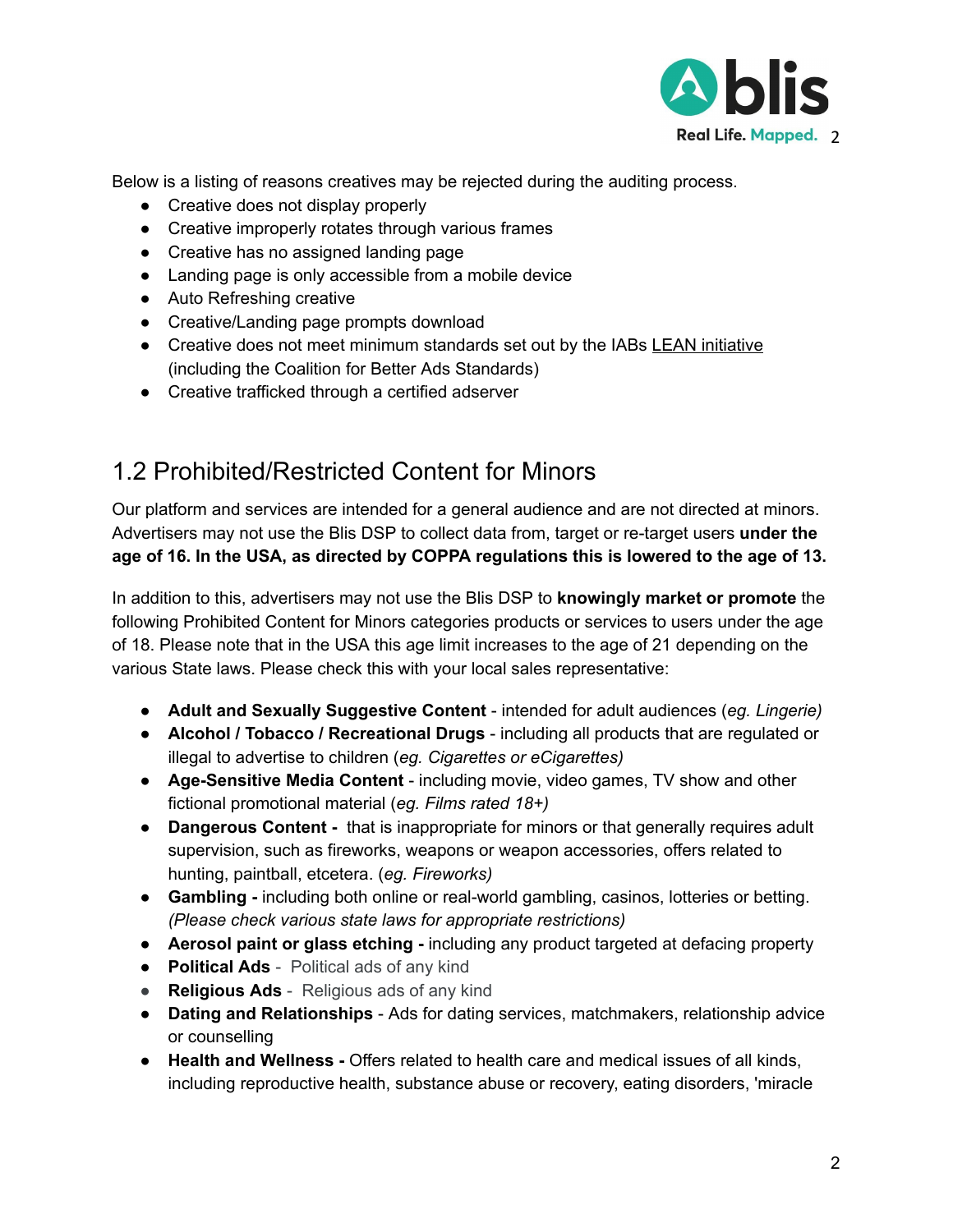Below is a listing of reasons creatives may be rejected during the auditing process.

- Creative does not display properly
- Creative improperly rotates through various frames
- Creative has no assigned landing page
- Landing page is only accessible from a mobile device
- Auto Refreshing creative
- Creative/Landing page prompts download
- Creative does not meet minimum standards set out by the IABs LEAN initiative (including the Coalition for Better Ads Standards)
- Creative trafficked through a certified adserver

## 1.2 Prohibited/Restricted Content for Minors

Our platform and services are intended for a general audience and are not directed at minors. Advertisers may not use the Blis DSP to collect data from, target or re-target users **under the age of 16. In the USA, as directed by COPPA regulations this is lowered to the age of 13.**

In addition to this, advertisers may not use the Blis DSP to **knowingly market or promote** the following Prohibited Content for Minors categories products or services to users under the age of 18. Please note that in the USA this age limit increases to the age of 21 depending on the various State laws. Please check this with your local sales representative:

- **Adult and Sexually Suggestive Content** - intended for adult audiences (*eg. Lingerie)*
- **Alcohol / Tobacco / Recreational Drugs** - including all products that are regulated or illegal to advertise to children (*eg. Cigarettes or eCigarettes)*
- **Age-Sensitive Media Content** - including movie, video games, TV show and other fictional promotional material (*eg. Films rated 18+)*
- **Dangerous Content -** that is inappropriate for minors or that generally requires adult supervision, such as fireworks, weapons or weapon accessories, offers related to hunting, paintball, etcetera. (*eg. Fireworks)*
- **Gambling -** including both online or real-world gambling, casinos, lotteries or betting. *(Please check various state laws for appropriate restrictions)*
- **Aerosol paint or glass etching -** including any product targeted at defacing property
- **Political Ads** - Political ads of any kind
- **Religious Ads** - Religious ads of any kind
- **Dating and Relationships** - Ads for dating services, matchmakers, relationship advice or counselling
- **Health and Wellness -** Offers related to health care and medical issues of all kinds, including reproductive health, substance abuse or recovery, eating disorders, 'miracle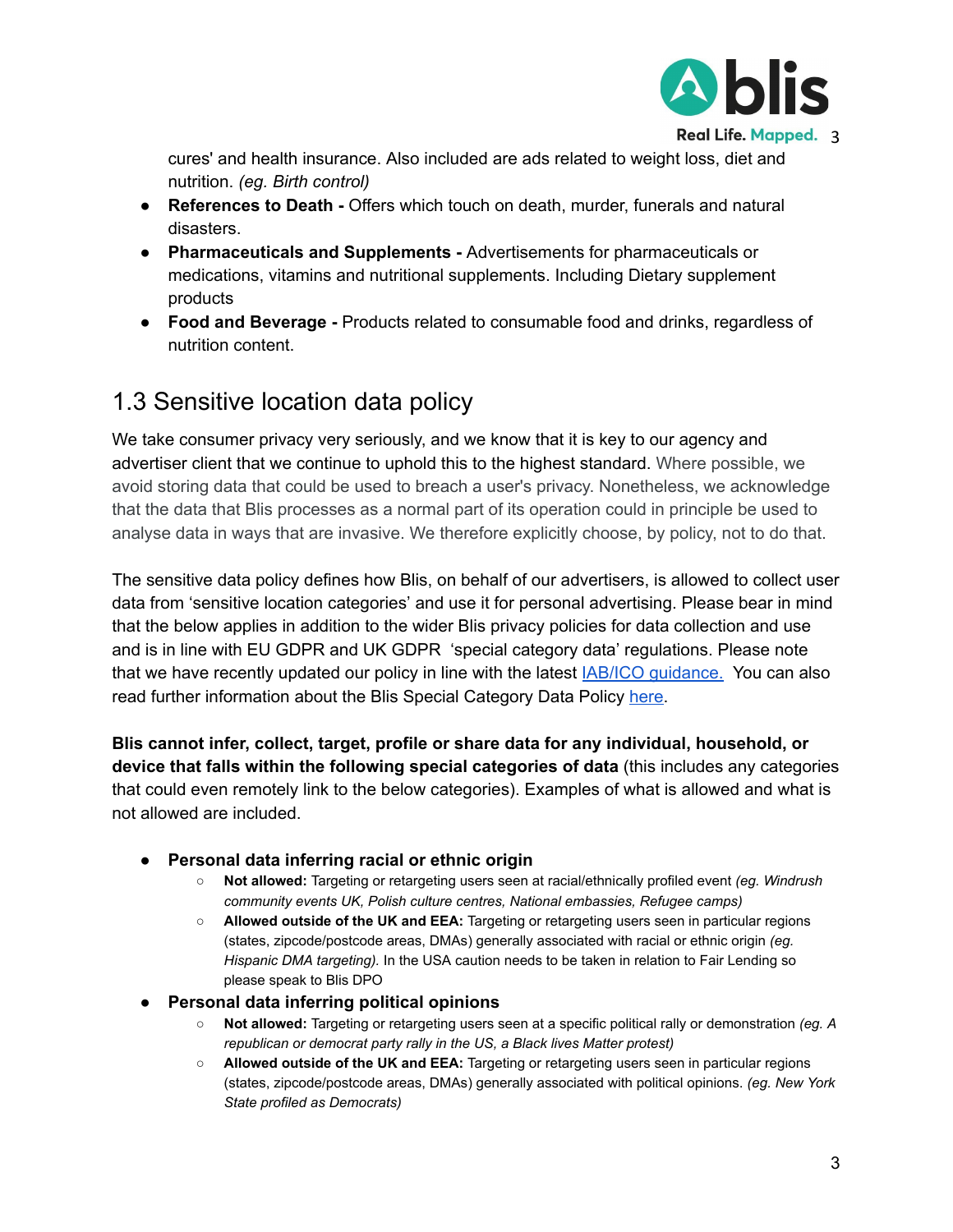cures' and health insurance. Also included are ads related to weight loss, diet and nutrition. *(eg. Birth control)*

- **References to Death -** Offers which touch on death, murder, funerals and natural disasters.
- **Pharmaceuticals and Supplements -** Advertisements for pharmaceuticals or medications, vitamins and nutritional supplements. Including Dietary supplement products
- **Food and Beverage -** Products related to consumable food and drinks, regardless of nutrition content.

## 1.3 Sensitive location data policy

We take consumer privacy very seriously, and we know that it is key to our agency and advertiser client that we continue to uphold this to the highest standard. Where possible, we avoid storing data that could be used to breach a user's privacy. Nonetheless, we acknowledge that the data that Blis processes as a normal part of its operation could in principle be used to analyse data in ways that are invasive. We therefore explicitly choose, by policy, not to do that.

The sensitive data policy defines how Blis, on behalf of our advertisers, is allowed to collect user data from 'sensitive location categories' and use it for personal advertising. Please bear in mind that the below applies in addition to the wider Blis privacy policies for data collection and use and is in line with EU GDPR and UK GDPR 'special category data' regulations. Please note that we have recently updated our policy in line with the latest IAB/ICO guidance. You can also read further information about the Blis Special Category Data Policy here.

**Blis cannot infer, collect, target, profile or share data for any individual, household, or device that falls within the following special categories of data** (this includes any categories that could even remotely link to the below categories). Examples of what is allowed and what is not allowed are included.

- **Personal data inferring racial or ethnic origin**
  - **Not allowed:** Targeting or retargeting users seen at racial/ethnically profiled event *(eg. Windrush community events UK, Polish culture centres, National embassies, Refugee camps)*
  - **Allowed outside of the UK and EEA:** Targeting or retargeting users seen in particular regions (states, zipcode/postcode areas, DMAs) generally associated with racial or ethnic origin *(eg. Hispanic DMA targeting).* In the USA caution needs to be taken in relation to Fair Lending so please speak to Blis DPO
- **Personal data inferring political opinions**
  - **Not allowed:** Targeting or retargeting users seen at a specific political rally or demonstration *(eg. A republican or democrat party rally in the US, a Black lives Matter protest)*
  - **Allowed outside of the UK and EEA:** Targeting or retargeting users seen in particular regions (states, zipcode/postcode areas, DMAs) generally associated with political opinions. *(eg. New York State profiled as Democrats)*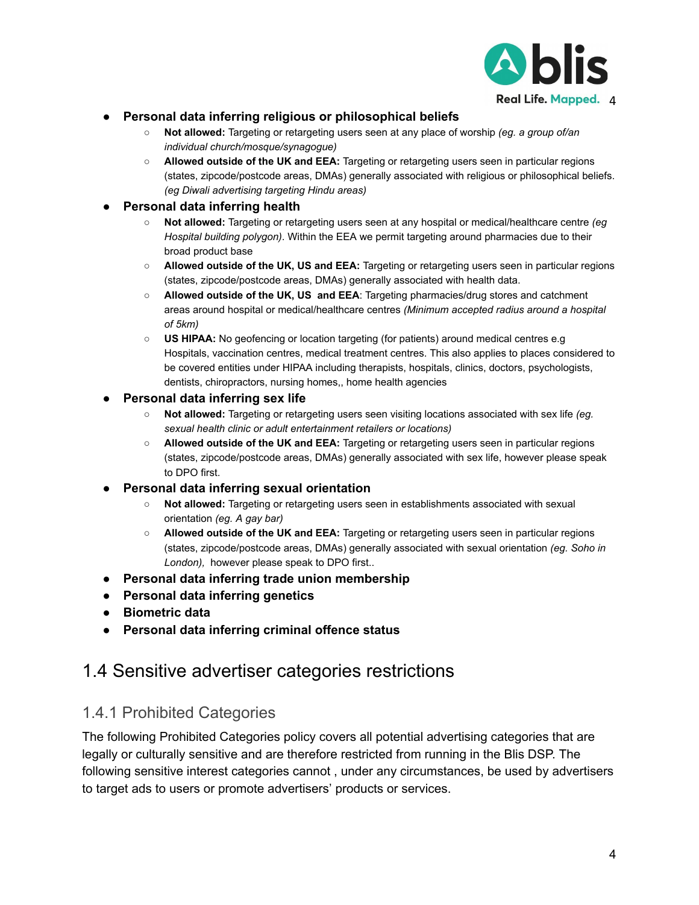- **Personal data inferring religious or philosophical beliefs**
    - **Not allowed:** Targeting or retargeting users seen at any place of worship *(eg. a group of/an individual church/mosque/synagogue)*
    - **Allowed outside of the UK and EEA:** Targeting or retargeting users seen in particular regions (states, zipcode/postcode areas, DMAs) generally associated with religious or philosophical beliefs. *(eg Diwali advertising targeting Hindu areas)*
- **Personal data inferring health**
    - **Not allowed:** Targeting or retargeting users seen at any hospital or medical/healthcare centre *(eg Hospital building polygon)*. Within the EEA we permit targeting around pharmacies due to their broad product base
    - **Allowed outside of the UK, US and EEA:** Targeting or retargeting users seen in particular regions (states, zipcode/postcode areas, DMAs) generally associated with health data.
    - **Allowed outside of the UK, US and EEA**: Targeting pharmacies/drug stores and catchment areas around hospital or medical/healthcare centres *(Minimum accepted radius around a hospital of 5km)*
    - **US HIPAA:** No geofencing or location targeting (for patients) around medical centres e.g Hospitals, vaccination centres, medical treatment centres. This also applies to places considered to be covered entities under HIPAA including therapists, hospitals, clinics, doctors, psychologists, dentists, chiropractors, nursing homes,, home health agencies
- **Personal data inferring sex life**
    - **Not allowed:** Targeting or retargeting users seen visiting locations associated with sex life *(eg. sexual health clinic or adult entertainment retailers or locations)*
    - **Allowed outside of the UK and EEA:** Targeting or retargeting users seen in particular regions (states, zipcode/postcode areas, DMAs) generally associated with sex life, however please speak to DPO first.
- **Personal data inferring sexual orientation**
    - **Not allowed:** Targeting or retargeting users seen in establishments associated with sexual orientation *(eg. A gay bar)*
    - **Allowed outside of the UK and EEA:** Targeting or retargeting users seen in particular regions (states, zipcode/postcode areas, DMAs) generally associated with sexual orientation *(eg. Soho in London),* however please speak to DPO first..
- **Personal data inferring trade union membership**
- **Personal data inferring genetics**
- **Biometric data**
- **Personal data inferring criminal offence status**

## 1.4 Sensitive advertiser categories restrictions

### 1.4.1 Prohibited Categories

The following Prohibited Categories policy covers all potential advertising categories that are legally or culturally sensitive and are therefore restricted from running in the Blis DSP. The following sensitive interest categories cannot , under any circumstances, be used by advertisers to target ads to users or promote advertisers' products or services.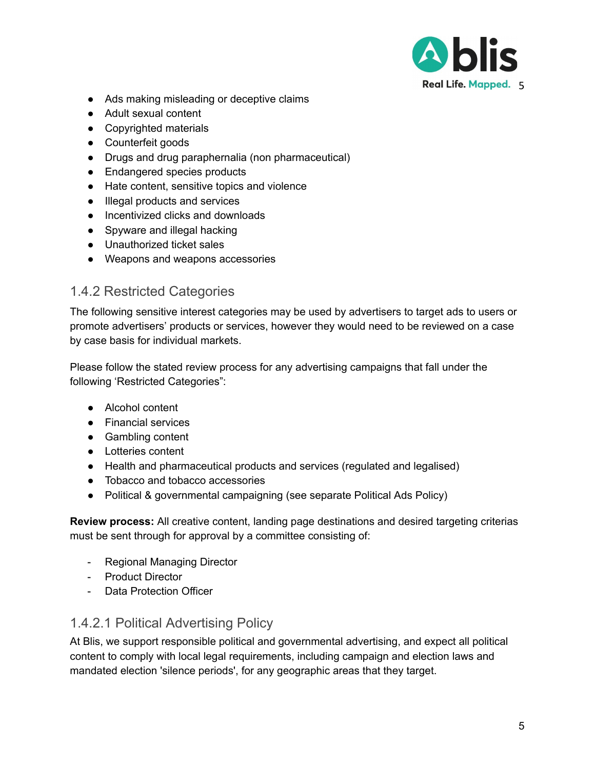- Ads making misleading or deceptive claims
- Adult sexual content
- Copyrighted materials
- Counterfeit goods
- Drugs and drug paraphernalia (non pharmaceutical)
- Endangered species products
- Hate content, sensitive topics and violence
- Illegal products and services
- Incentivized clicks and downloads
- Spyware and illegal hacking
- Unauthorized ticket sales
- Weapons and weapons accessories

### 1.4.2 Restricted Categories

The following sensitive interest categories may be used by advertisers to target ads to users or promote advertisers' products or services, however they would need to be reviewed on a case by case basis for individual markets.

Please follow the stated review process for any advertising campaigns that fall under the following 'Restricted Categories":

- Alcohol content
- Financial services
- Gambling content
- Lotteries content
- Health and pharmaceutical products and services (regulated and legalised)
- Tobacco and tobacco accessories
- Political & governmental campaigning (see separate Political Ads Policy)

**Review process:** All creative content, landing page destinations and desired targeting criterias must be sent through for approval by a committee consisting of:

- Regional Managing Director
- Product Director
- Data Protection Officer

#### 1.4.2.1 Political Advertising Policy

At Blis, we support responsible political and governmental advertising, and expect all political content to comply with local legal requirements, including campaign and election laws and mandated election 'silence periods', for any geographic areas that they target.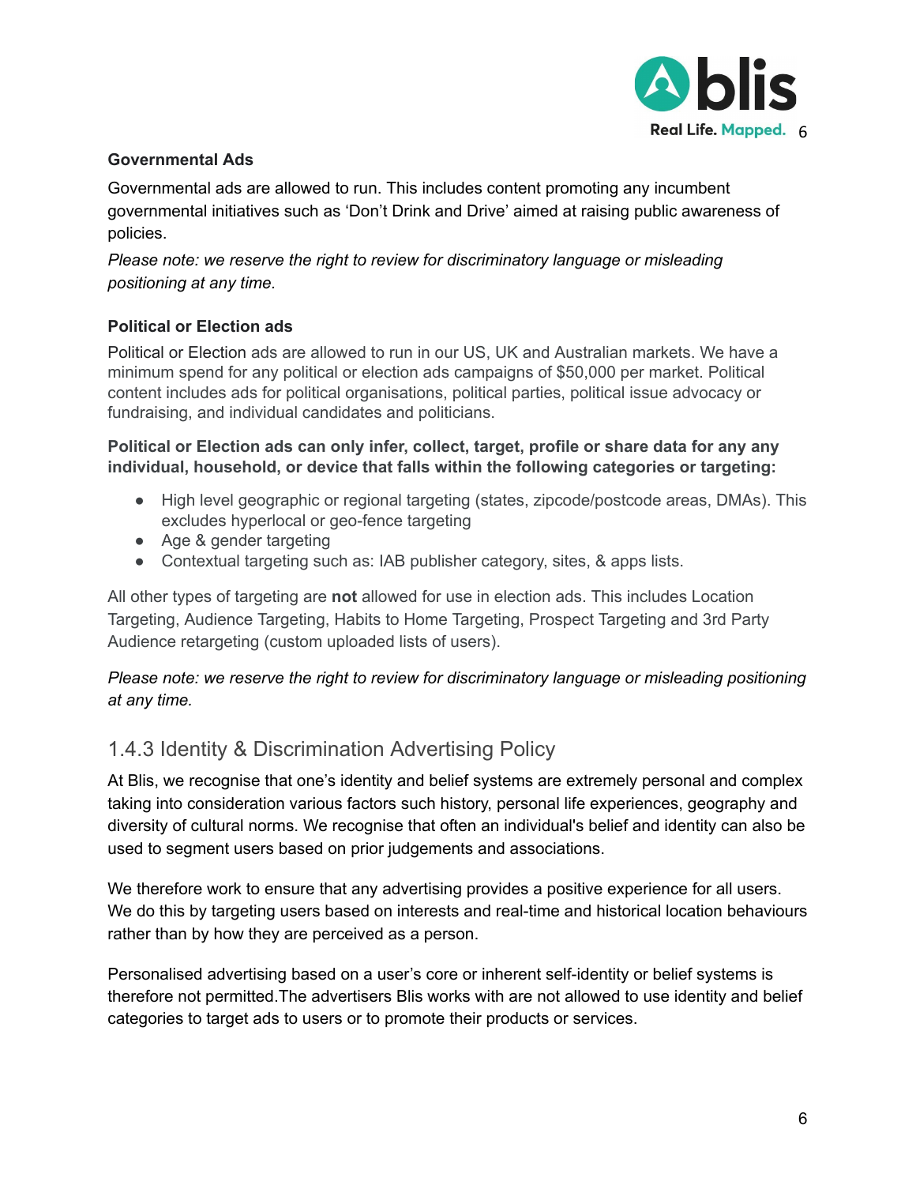**Governmental Ads**

Governmental ads are allowed to run. This includes content promoting any incumbent governmental initiatives such as 'Don't Drink and Drive' aimed at raising public awareness of policies.

*Please note: we reserve the right to review for discriminatory language or misleading positioning at any time.*

**Political or Election ads**

Political or Election ads are allowed to run in our US, UK and Australian markets. We have a minimum spend for any political or election ads campaigns of $50,000 per market. Political content includes ads for political organisations, political parties, political issue advocacy or fundraising, and individual candidates and politicians.

**Political or Election ads can only infer, collect, target, profile or share data for any any individual, household, or device that falls within the following categories or targeting:**

- High level geographic or regional targeting (states, zipcode/postcode areas, DMAs). This excludes hyperlocal or geo-fence targeting
- Age & gender targeting
- Contextual targeting such as: IAB publisher category, sites, & apps lists.

All other types of targeting are **not** allowed for use in election ads. This includes Location Targeting, Audience Targeting, Habits to Home Targeting, Prospect Targeting and 3rd Party Audience retargeting (custom uploaded lists of users).

*Please note: we reserve the right to review for discriminatory language or misleading positioning at any time.*

### 1.4.3 Identity & Discrimination Advertising Policy

At Blis, we recognise that one's identity and belief systems are extremely personal and complex taking into consideration various factors such history, personal life experiences, geography and diversity of cultural norms. We recognise that often an individual's belief and identity can also be used to segment users based on prior judgements and associations.

We therefore work to ensure that any advertising provides a positive experience for all users. We do this by targeting users based on interests and real-time and historical location behaviours rather than by how they are perceived as a person.

Personalised advertising based on a user's core or inherent self-identity or belief systems is therefore not permitted.The advertisers Blis works with are not allowed to use identity and belief categories to target ads to users or to promote their products or services.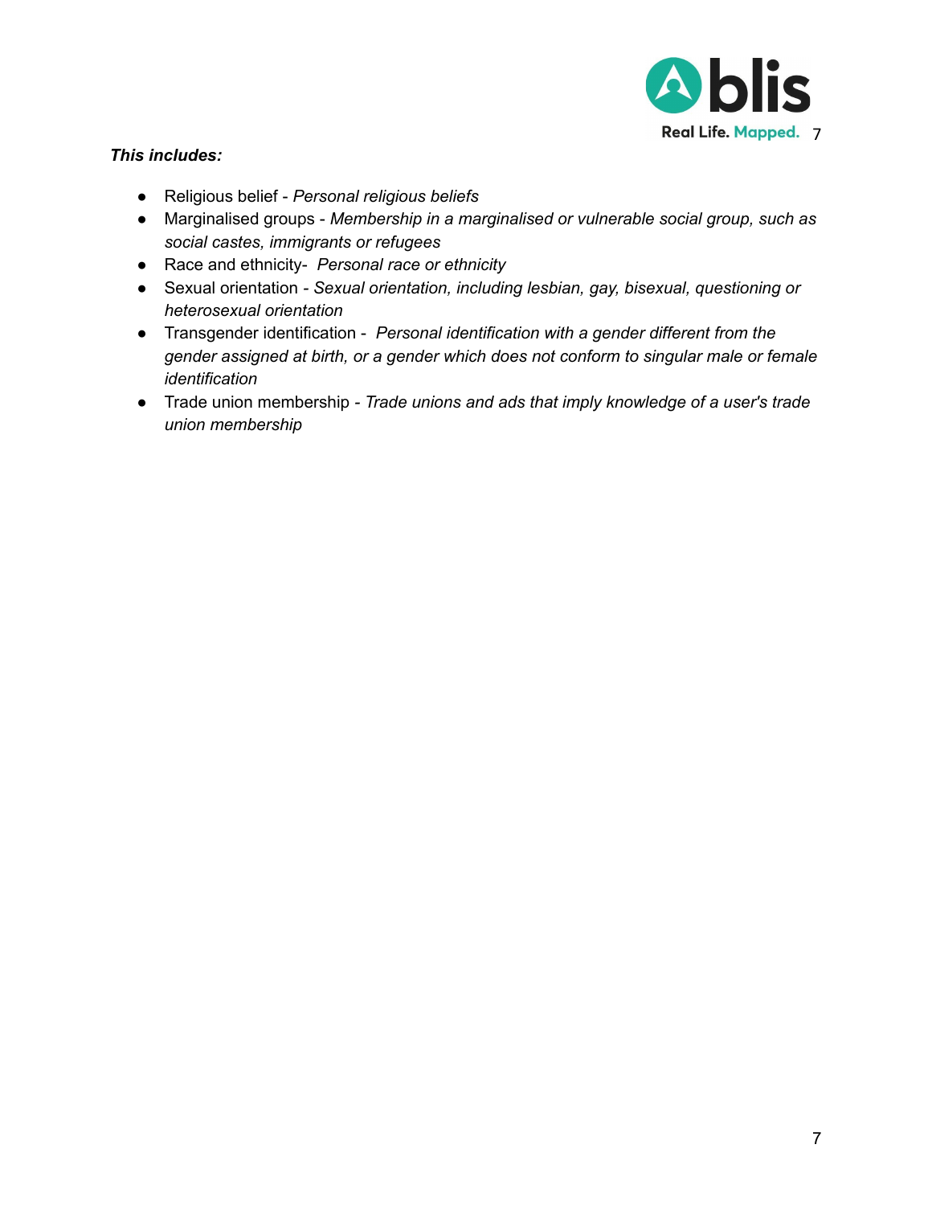***This includes:***

- Religious belief - *Personal religious beliefs*
- Marginalised groups - *Membership in a marginalised or vulnerable social group, such as social castes, immigrants or refugees*
- Race and ethnicity- *Personal race or ethnicity*
- Sexual orientation - *Sexual orientation, including lesbian, gay, bisexual, questioning or heterosexual orientation*
- Transgender identification - *Personal identification with a gender different from the gender assigned at birth, or a gender which does not conform to singular male or female identification*
- Trade union membership - *Trade unions and ads that imply knowledge of a user's trade union membership*